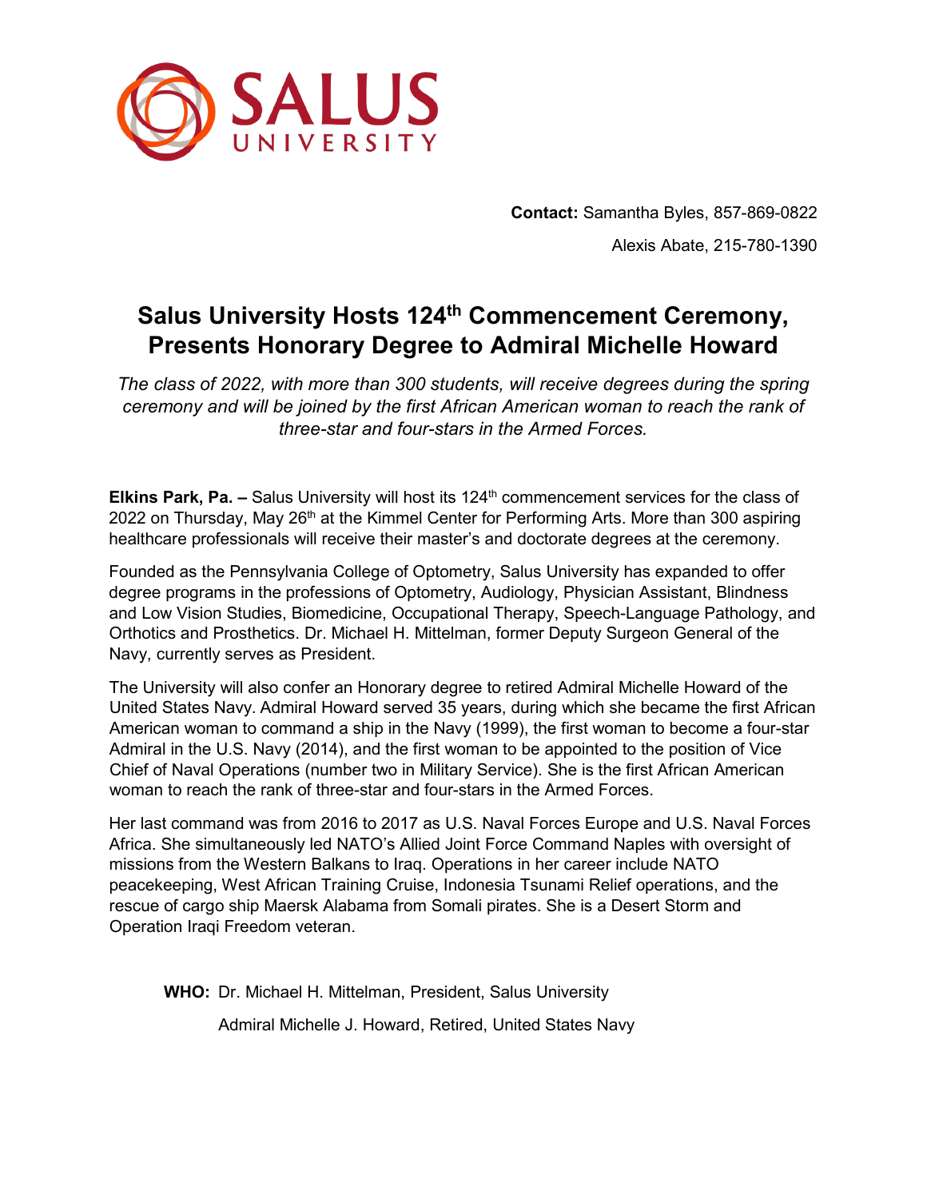SALUS UNIVERSITY

**Contact:** Samantha Byles, 857-869-0822

Alexis Abate, 215-780-1390

# Salus University Hosts 124th Commencement Ceremony, Presents Honorary Degree to Admiral Michelle Howard

*The class of 2022, with more than 300 students, will receive degrees during the spring ceremony and will be joined by the first African American woman to reach the rank of three-star and four-stars in the Armed Forces.*

**Elkins Park, Pa. –** Salus University will host its 124th commencement services for the class of 2022 on Thursday, May 26th at the Kimmel Center for Performing Arts. More than 300 aspiring healthcare professionals will receive their master's and doctorate degrees at the ceremony.

Founded as the Pennsylvania College of Optometry, Salus University has expanded to offer degree programs in the professions of Optometry, Audiology, Physician Assistant, Blindness and Low Vision Studies, Biomedicine, Occupational Therapy, Speech-Language Pathology, and Orthotics and Prosthetics. Dr. Michael H. Mittelman, former Deputy Surgeon General of the Navy, currently serves as President.

The University will also confer an Honorary degree to retired Admiral Michelle Howard of the United States Navy. Admiral Howard served 35 years, during which she became the first African American woman to command a ship in the Navy (1999), the first woman to become a four-star Admiral in the U.S. Navy (2014), and the first woman to be appointed to the position of Vice Chief of Naval Operations (number two in Military Service). She is the first African American woman to reach the rank of three-star and four-stars in the Armed Forces.

Her last command was from 2016 to 2017 as U.S. Naval Forces Europe and U.S. Naval Forces Africa. She simultaneously led NATO's Allied Joint Force Command Naples with oversight of missions from the Western Balkans to Iraq. Operations in her career include NATO peacekeeping, West African Training Cruise, Indonesia Tsunami Relief operations, and the rescue of cargo ship Maersk Alabama from Somali pirates. She is a Desert Storm and Operation Iraqi Freedom veteran.

**WHO:** Dr. Michael H. Mittelman, President, Salus University

Admiral Michelle J. Howard, Retired, United States Navy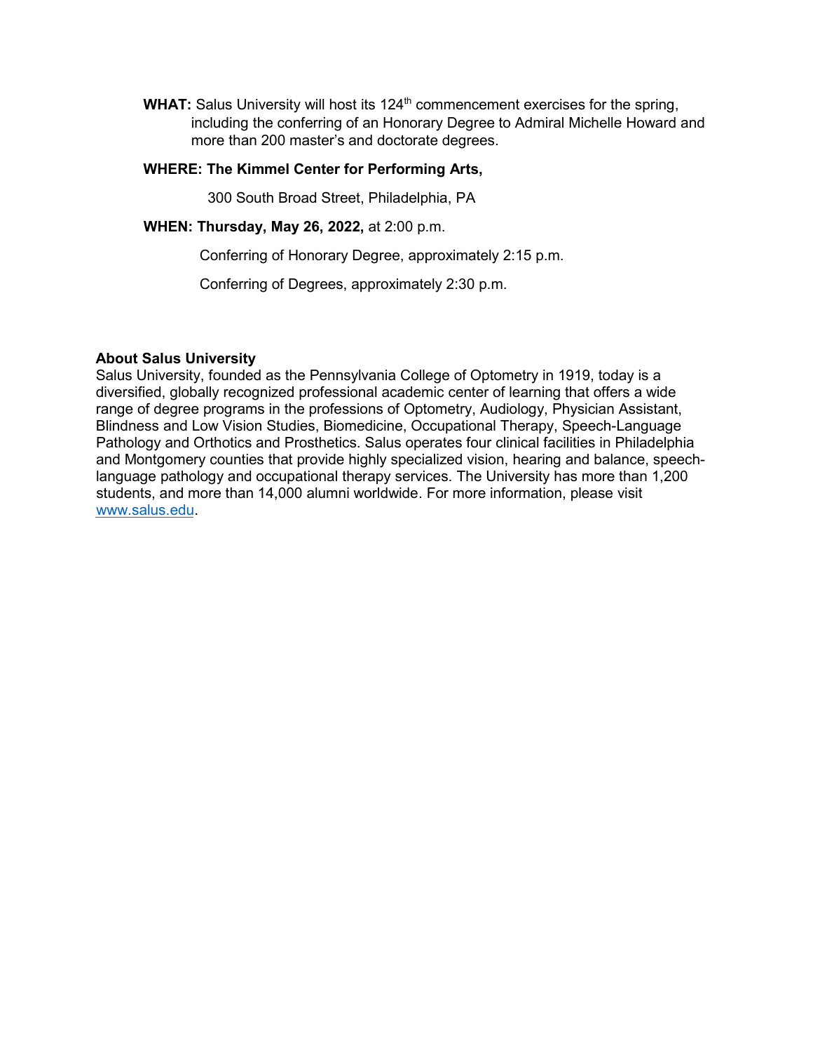**WHAT:** Salus University will host its 124th commencement exercises for the spring, including the conferring of an Honorary Degree to Admiral Michelle Howard and more than 200 master's and doctorate degrees.

**WHERE: The Kimmel Center for Performing Arts,**

300 South Broad Street, Philadelphia, PA

**WHEN: Thursday, May 26, 2022,** at 2:00 p.m.

Conferring of Honorary Degree, approximately 2:15 p.m.

Conferring of Degrees, approximately 2:30 p.m.

**About Salus University**

Salus University, founded as the Pennsylvania College of Optometry in 1919, today is a diversified, globally recognized professional academic center of learning that offers a wide range of degree programs in the professions of Optometry, Audiology, Physician Assistant, Blindness and Low Vision Studies, Biomedicine, Occupational Therapy, Speech-Language Pathology and Orthotics and Prosthetics. Salus operates four clinical facilities in Philadelphia and Montgomery counties that provide highly specialized vision, hearing and balance, speech-language pathology and occupational therapy services. The University has more than 1,200 students, and more than 14,000 alumni worldwide. For more information, please visit [www.salus.edu](http://www.salus.edu).